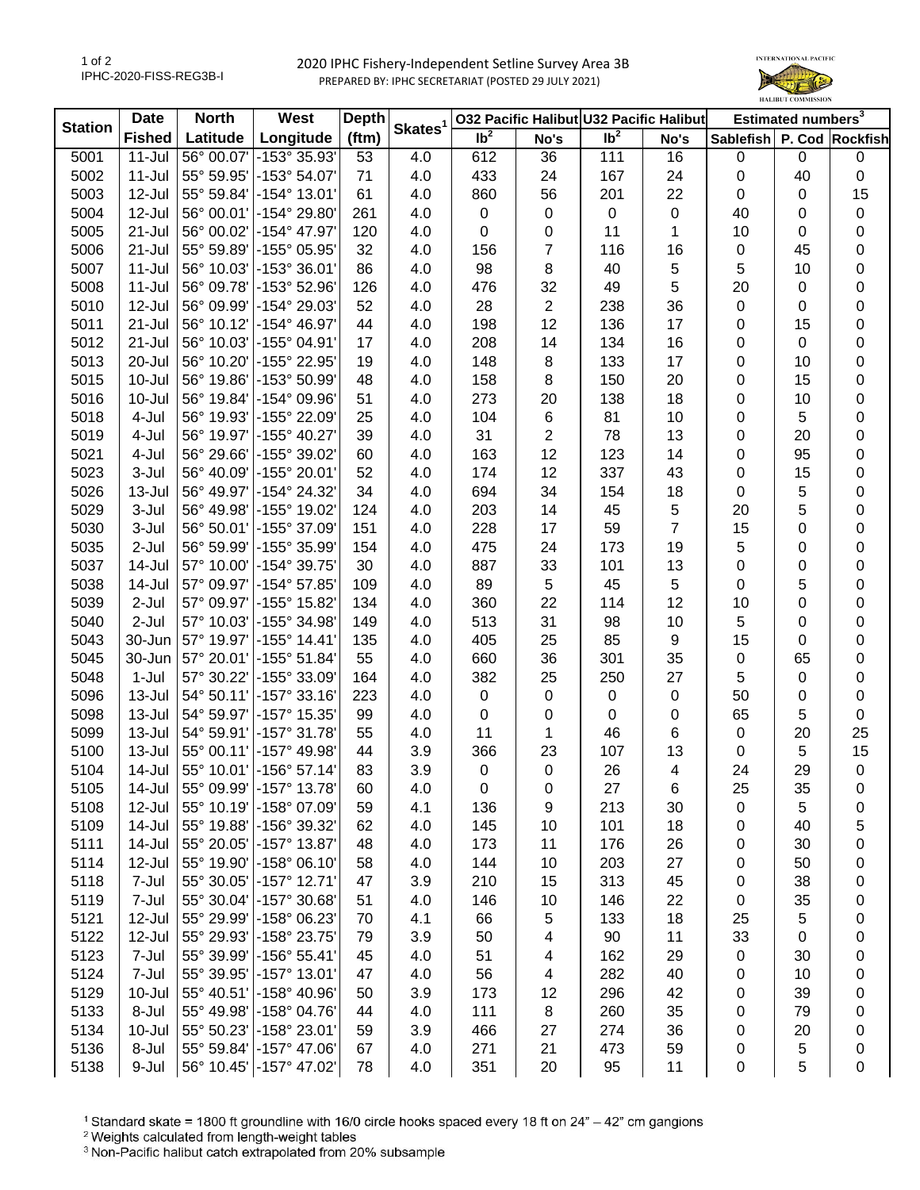2020 IPHC Fishery-Independent Setline Survey Area 3B

PREPARED BY: IPHC SECRETARIAT (POSTED 29 JULY 2021)

IPHC-2020-FISS-REG3B-I

INTERNATIONAL PACIFIC HALIBUT COMMISSION

| Station | Date | North | West | Depth | Skates[1] | O32 Pacific Halibut | | U32 Pacific Halibut | | Estimated numbers[3] | | |
|---|---|---|---|---|---|---|---|---|---|---|---|---|
| | Fished | Latitude | Longitude | (ftm) | | lb[2] | No's | lb[2] | No's | Sablefish | P. Cod | Rockfish |
| 5001 | 11-Jul | 56° 00.07' | -153° 35.93' | 53 | 4.0 | 612 | 36 | 111 | 16 | 0 | 0 | 0 |
| 5002 | 11-Jul | 55° 59.95' | -153° 54.07' | 71 | 4.0 | 433 | 24 | 167 | 24 | 0 | 40 | 0 |
| 5003 | 12-Jul | 55° 59.84' | -154° 13.01' | 61 | 4.0 | 860 | 56 | 201 | 22 | 0 | 0 | 15 |
| 5004 | 12-Jul | 56° 00.01' | -154° 29.80' | 261 | 4.0 | 0 | 0 | 0 | 0 | 40 | 0 | 0 |
| 5005 | 21-Jul | 56° 00.02' | -154° 47.97' | 120 | 4.0 | 0 | 0 | 11 | 1 | 10 | 0 | 0 |
| 5006 | 21-Jul | 55° 59.89' | -155° 05.95' | 32 | 4.0 | 156 | 7 | 116 | 16 | 0 | 45 | 0 |
| 5007 | 11-Jul | 56° 10.03' | -153° 36.01' | 86 | 4.0 | 98 | 8 | 40 | 5 | 5 | 10 | 0 |
| 5008 | 11-Jul | 56° 09.78' | -153° 52.96' | 126 | 4.0 | 476 | 32 | 49 | 5 | 20 | 0 | 0 |
| 5010 | 12-Jul | 56° 09.99' | -154° 29.03' | 52 | 4.0 | 28 | 2 | 238 | 36 | 0 | 0 | 0 |
| 5011 | 21-Jul | 56° 10.12' | -154° 46.97' | 44 | 4.0 | 198 | 12 | 136 | 17 | 0 | 15 | 0 |
| 5012 | 21-Jul | 56° 10.03' | -155° 04.91' | 17 | 4.0 | 208 | 14 | 134 | 16 | 0 | 0 | 0 |
| 5013 | 20-Jul | 56° 10.20' | -155° 22.95' | 19 | 4.0 | 148 | 8 | 133 | 17 | 0 | 10 | 0 |
| 5015 | 10-Jul | 56° 19.86' | -153° 50.99' | 48 | 4.0 | 158 | 8 | 150 | 20 | 0 | 15 | 0 |
| 5016 | 10-Jul | 56° 19.84' | -154° 09.96' | 51 | 4.0 | 273 | 20 | 138 | 18 | 0 | 10 | 0 |
| 5018 | 4-Jul | 56° 19.93' | -155° 22.09' | 25 | 4.0 | 104 | 6 | 81 | 10 | 0 | 5 | 0 |
| 5019 | 4-Jul | 56° 19.97' | -155° 40.27' | 39 | 4.0 | 31 | 2 | 78 | 13 | 0 | 20 | 0 |
| 5021 | 4-Jul | 56° 29.66' | -155° 39.02' | 60 | 4.0 | 163 | 12 | 123 | 14 | 0 | 95 | 0 |
| 5023 | 3-Jul | 56° 40.09' | -155° 20.01' | 52 | 4.0 | 174 | 12 | 337 | 43 | 0 | 15 | 0 |
| 5026 | 13-Jul | 56° 49.97' | -154° 24.32' | 34 | 4.0 | 694 | 34 | 154 | 18 | 0 | 5 | 0 |
| 5029 | 3-Jul | 56° 49.98' | -155° 19.02' | 124 | 4.0 | 203 | 14 | 45 | 5 | 20 | 5 | 0 |
| 5030 | 3-Jul | 56° 50.01' | -155° 37.09' | 151 | 4.0 | 228 | 17 | 59 | 7 | 15 | 0 | 0 |
| 5035 | 2-Jul | 56° 59.99' | -155° 35.99' | 154 | 4.0 | 475 | 24 | 173 | 19 | 5 | 0 | 0 |
| 5037 | 14-Jul | 57° 10.00' | -154° 39.75' | 30 | 4.0 | 887 | 33 | 101 | 13 | 0 | 0 | 0 |
| 5038 | 14-Jul | 57° 09.97' | -154° 57.85' | 109 | 4.0 | 89 | 5 | 45 | 5 | 0 | 5 | 0 |
| 5039 | 2-Jul | 57° 09.97' | -155° 15.82' | 134 | 4.0 | 360 | 22 | 114 | 12 | 10 | 0 | 0 |
| 5040 | 2-Jul | 57° 10.03' | -155° 34.98' | 149 | 4.0 | 513 | 31 | 98 | 10 | 5 | 0 | 0 |
| 5043 | 30-Jun | 57° 19.97' | -155° 14.41' | 135 | 4.0 | 405 | 25 | 85 | 9 | 15 | 0 | 0 |
| 5045 | 30-Jun | 57° 20.01' | -155° 51.84' | 55 | 4.0 | 660 | 36 | 301 | 35 | 0 | 65 | 0 |
| 5048 | 1-Jul | 57° 30.22' | -155° 33.09' | 164 | 4.0 | 382 | 25 | 250 | 27 | 5 | 0 | 0 |
| 5096 | 13-Jul | 54° 50.11' | -157° 33.16' | 223 | 4.0 | 0 | 0 | 0 | 0 | 50 | 0 | 0 |
| 5098 | 13-Jul | 54° 59.97' | -157° 15.35' | 99 | 4.0 | 0 | 0 | 0 | 0 | 65 | 5 | 0 |
| 5099 | 13-Jul | 54° 59.91' | -157° 31.78' | 55 | 4.0 | 11 | 1 | 46 | 6 | 0 | 20 | 25 |
| 5100 | 13-Jul | 55° 00.11' | -157° 49.98' | 44 | 3.9 | 366 | 23 | 107 | 13 | 0 | 5 | 15 |
| 5104 | 14-Jul | 55° 10.01' | -156° 57.14' | 83 | 3.9 | 0 | 0 | 26 | 4 | 24 | 29 | 0 |
| 5105 | 14-Jul | 55° 09.99' | -157° 13.78' | 60 | 4.0 | 0 | 0 | 27 | 6 | 25 | 35 | 0 |
| 5108 | 12-Jul | 55° 10.19' | -158° 07.09' | 59 | 4.1 | 136 | 9 | 213 | 30 | 0 | 5 | 0 |
| 5109 | 14-Jul | 55° 19.88' | -156° 39.32' | 62 | 4.0 | 145 | 10 | 101 | 18 | 0 | 40 | 5 |
| 5111 | 14-Jul | 55° 20.05' | -157° 13.87' | 48 | 4.0 | 173 | 11 | 176 | 26 | 0 | 30 | 0 |
| 5114 | 12-Jul | 55° 19.90' | -158° 06.10' | 58 | 4.0 | 144 | 10 | 203 | 27 | 0 | 50 | 0 |
| 5118 | 7-Jul | 55° 30.05' | -157° 12.71' | 47 | 3.9 | 210 | 15 | 313 | 45 | 0 | 38 | 0 |
| 5119 | 7-Jul | 55° 30.04' | -157° 30.68' | 51 | 4.0 | 146 | 10 | 146 | 22 | 0 | 35 | 0 |
| 5121 | 12-Jul | 55° 29.99' | -158° 06.23' | 70 | 4.1 | 66 | 5 | 133 | 18 | 25 | 5 | 0 |
| 5122 | 12-Jul | 55° 29.93' | -158° 23.75' | 79 | 3.9 | 50 | 4 | 90 | 11 | 33 | 0 | 0 |
| 5123 | 7-Jul | 55° 39.99' | -156° 55.41' | 45 | 4.0 | 51 | 4 | 162 | 29 | 0 | 30 | 0 |
| 5124 | 7-Jul | 55° 39.95' | -157° 13.01' | 47 | 4.0 | 56 | 4 | 282 | 40 | 0 | 10 | 0 |
| 5129 | 10-Jul | 55° 40.51' | -158° 40.96' | 50 | 3.9 | 173 | 12 | 296 | 42 | 0 | 39 | 0 |
| 5133 | 8-Jul | 55° 49.98' | -158° 04.76' | 44 | 4.0 | 111 | 8 | 260 | 35 | 0 | 79 | 0 |
| 5134 | 10-Jul | 55° 50.23' | -158° 23.01' | 59 | 3.9 | 466 | 27 | 274 | 36 | 0 | 20 | 0 |
| 5136 | 8-Jul | 55° 59.84' | -157° 47.06' | 67 | 4.0 | 271 | 21 | 473 | 59 | 0 | 5 | 0 |
| 5138 | 9-Jul | 56° 10.45' | -157° 47.02' | 78 | 4.0 | 351 | 20 | 95 | 11 | 0 | 5 | 0 |

[1] Standard skate = 1800 ft groundline with 16/0 circle hooks spaced every 18 ft on 24" – 42" cm gangions

[2] Weights calculated from length-weight tables

[3] Non-Pacific halibut catch extrapolated from 20% subsample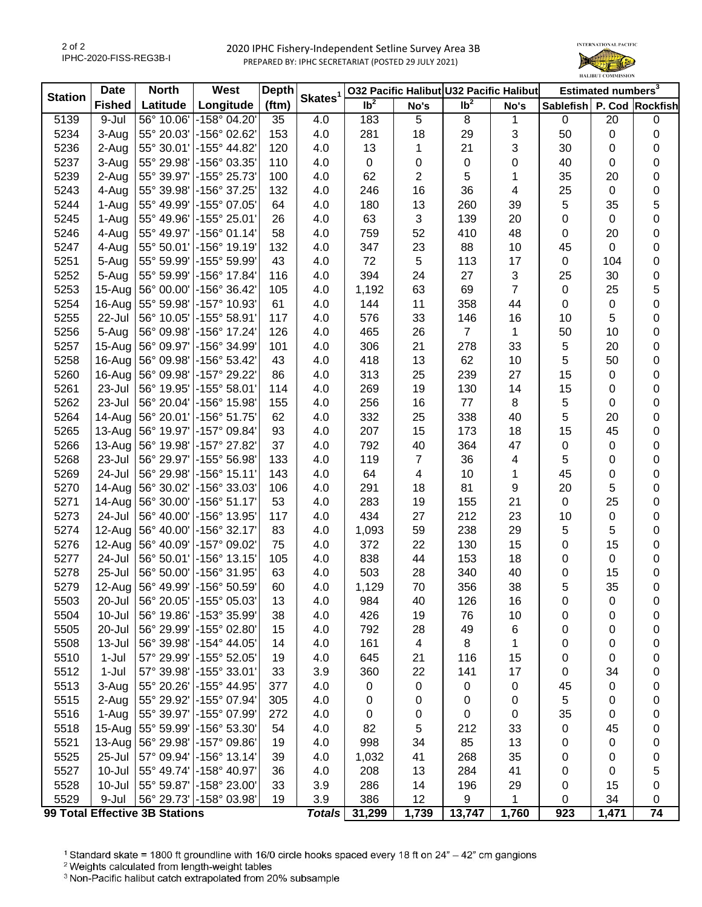2020 IPHC Fishery-Independent Setline Survey Area 3B

PREPARED BY: IPHC SECRETARIAT (POSTED 29 JULY 2021)

| Station | Date | North | West | Depth | Skates[1] | O32 Pacific Halibut | | U32 Pacific Halibut | | Estimated numbers[3] | | |
|---|---|---|---|---|---|---|---|---|---|---|---|---|
| | Fished | Latitude | Longitude | (ftm) | | lb[2] | No's | lb[2] | No's | Sablefish | P. Cod | Rockfish |
| 5139 | 9-Jul | 56° 10.06' | -158° 04.20' | 35 | 4.0 | 183 | 5 | 8 | 1 | 0 | 20 | 0 |
| 5234 | 3-Aug | 55° 20.03' | -156° 02.62' | 153 | 4.0 | 281 | 18 | 29 | 3 | 50 | 0 | 0 |
| 5236 | 2-Aug | 55° 30.01' | -155° 44.82' | 120 | 4.0 | 13 | 1 | 21 | 3 | 30 | 0 | 0 |
| 5237 | 3-Aug | 55° 29.98' | -156° 03.35' | 110 | 4.0 | 0 | 0 | 0 | 0 | 40 | 0 | 0 |
| 5239 | 2-Aug | 55° 39.97' | -155° 25.73' | 100 | 4.0 | 62 | 2 | 5 | 1 | 35 | 20 | 0 |
| 5243 | 4-Aug | 55° 39.98' | -156° 37.25' | 132 | 4.0 | 246 | 16 | 36 | 4 | 25 | 0 | 0 |
| 5244 | 1-Aug | 55° 49.99' | -155° 07.05' | 64 | 4.0 | 180 | 13 | 260 | 39 | 5 | 35 | 5 |
| 5245 | 1-Aug | 55° 49.96' | -155° 25.01' | 26 | 4.0 | 63 | 3 | 139 | 20 | 0 | 0 | 0 |
| 5246 | 4-Aug | 55° 49.97' | -156° 01.14' | 58 | 4.0 | 759 | 52 | 410 | 48 | 0 | 20 | 0 |
| 5247 | 4-Aug | 55° 50.01' | -156° 19.19' | 132 | 4.0 | 347 | 23 | 88 | 10 | 45 | 0 | 0 |
| 5251 | 5-Aug | 55° 59.99' | -155° 59.99' | 43 | 4.0 | 72 | 5 | 113 | 17 | 0 | 104 | 0 |
| 5252 | 5-Aug | 55° 59.99' | -156° 17.84' | 116 | 4.0 | 394 | 24 | 27 | 3 | 25 | 30 | 0 |
| 5253 | 15-Aug | 56° 00.00' | -156° 36.42' | 105 | 4.0 | 1,192 | 63 | 69 | 7 | 0 | 25 | 5 |
| 5254 | 16-Aug | 55° 59.98' | -157° 10.93' | 61 | 4.0 | 144 | 11 | 358 | 44 | 0 | 0 | 0 |
| 5255 | 22-Jul | 56° 10.05' | -155° 58.91' | 117 | 4.0 | 576 | 33 | 146 | 16 | 10 | 5 | 0 |
| 5256 | 5-Aug | 56° 09.98' | -156° 17.24' | 126 | 4.0 | 465 | 26 | 7 | 1 | 50 | 10 | 0 |
| 5257 | 15-Aug | 56° 09.97' | -156° 34.99' | 101 | 4.0 | 306 | 21 | 278 | 33 | 5 | 20 | 0 |
| 5258 | 16-Aug | 56° 09.98' | -156° 53.42' | 43 | 4.0 | 418 | 13 | 62 | 10 | 5 | 50 | 0 |
| 5260 | 16-Aug | 56° 09.98' | -157° 29.22' | 86 | 4.0 | 313 | 25 | 239 | 27 | 15 | 0 | 0 |
| 5261 | 23-Jul | 56° 19.95' | -155° 58.01' | 114 | 4.0 | 269 | 19 | 130 | 14 | 15 | 0 | 0 |
| 5262 | 23-Jul | 56° 20.04' | -156° 15.98' | 155 | 4.0 | 256 | 16 | 77 | 8 | 5 | 0 | 0 |
| 5264 | 14-Aug | 56° 20.01' | -156° 51.75' | 62 | 4.0 | 332 | 25 | 338 | 40 | 5 | 20 | 0 |
| 5265 | 13-Aug | 56° 19.97' | -157° 09.84' | 93 | 4.0 | 207 | 15 | 173 | 18 | 15 | 45 | 0 |
| 5266 | 13-Aug | 56° 19.98' | -157° 27.82' | 37 | 4.0 | 792 | 40 | 364 | 47 | 0 | 0 | 0 |
| 5268 | 23-Jul | 56° 29.97' | -155° 56.98' | 133 | 4.0 | 119 | 7 | 36 | 4 | 5 | 0 | 0 |
| 5269 | 24-Jul | 56° 29.98' | -156° 15.11' | 143 | 4.0 | 64 | 4 | 10 | 1 | 45 | 0 | 0 |
| 5270 | 14-Aug | 56° 30.02' | -156° 33.03' | 106 | 4.0 | 291 | 18 | 81 | 9 | 20 | 5 | 0 |
| 5271 | 14-Aug | 56° 30.00' | -156° 51.17' | 53 | 4.0 | 283 | 19 | 155 | 21 | 0 | 25 | 0 |
| 5273 | 24-Jul | 56° 40.00' | -156° 13.95' | 117 | 4.0 | 434 | 27 | 212 | 23 | 10 | 0 | 0 |
| 5274 | 12-Aug | 56° 40.00' | -156° 32.17' | 83 | 4.0 | 1,093 | 59 | 238 | 29 | 5 | 5 | 0 |
| 5276 | 12-Aug | 56° 40.09' | -157° 09.02' | 75 | 4.0 | 372 | 22 | 130 | 15 | 0 | 15 | 0 |
| 5277 | 24-Jul | 56° 50.01' | -156° 13.15' | 105 | 4.0 | 838 | 44 | 153 | 18 | 0 | 0 | 0 |
| 5278 | 25-Jul | 56° 50.00' | -156° 31.95' | 63 | 4.0 | 503 | 28 | 340 | 40 | 0 | 15 | 0 |
| 5279 | 12-Aug | 56° 49.99' | -156° 50.59' | 60 | 4.0 | 1,129 | 70 | 356 | 38 | 5 | 35 | 0 |
| 5503 | 20-Jul | 56° 20.05' | -155° 05.03' | 13 | 4.0 | 984 | 40 | 126 | 16 | 0 | 0 | 0 |
| 5504 | 10-Jul | 56° 19.86' | -153° 35.99' | 38 | 4.0 | 426 | 19 | 76 | 10 | 0 | 0 | 0 |
| 5505 | 20-Jul | 56° 29.99' | -155° 02.80' | 15 | 4.0 | 792 | 28 | 49 | 6 | 0 | 0 | 0 |
| 5508 | 13-Jul | 56° 39.98' | -154° 44.05' | 14 | 4.0 | 161 | 4 | 8 | 1 | 0 | 0 | 0 |
| 5510 | 1-Jul | 57° 29.99' | -155° 52.05' | 19 | 4.0 | 645 | 21 | 116 | 15 | 0 | 0 | 0 |
| 5512 | 1-Jul | 57° 39.98' | -155° 33.01' | 33 | 3.9 | 360 | 22 | 141 | 17 | 0 | 34 | 0 |
| 5513 | 3-Aug | 55° 20.26' | -155° 44.95' | 377 | 4.0 | 0 | 0 | 0 | 0 | 45 | 0 | 0 |
| 5515 | 2-Aug | 55° 29.92' | -155° 07.94' | 305 | 4.0 | 0 | 0 | 0 | 0 | 5 | 0 | 0 |
| 5516 | 1-Aug | 55° 39.97' | -155° 07.99' | 272 | 4.0 | 0 | 0 | 0 | 0 | 35 | 0 | 0 |
| 5518 | 15-Aug | 55° 59.99' | -156° 53.30' | 54 | 4.0 | 82 | 5 | 212 | 33 | 0 | 45 | 0 |
| 5521 | 13-Aug | 56° 29.98' | -157° 09.86' | 19 | 4.0 | 998 | 34 | 85 | 13 | 0 | 0 | 0 |
| 5525 | 25-Jul | 57° 09.94' | -156° 13.14' | 39 | 4.0 | 1,032 | 41 | 268 | 35 | 0 | 0 | 0 |
| 5527 | 10-Jul | 55° 49.74' | -158° 40.97' | 36 | 4.0 | 208 | 13 | 284 | 41 | 0 | 0 | 5 |
| 5528 | 10-Jul | 55° 59.87' | -158° 23.00' | 33 | 3.9 | 286 | 14 | 196 | 29 | 0 | 15 | 0 |
| 5529 | 9-Jul | 56° 29.73' | -158° 03.98' | 19 | 3.9 | 386 | 12 | 9 | 1 | 0 | 34 | 0 |
| **99 Total Effective 3B Stations** | | | | | ***Totals*** | **31,299** | **1,739** | **13,747** | **1,760** | **923** | **1,471** | **74** |

[1] Standard skate = 1800 ft groundline with 16/0 circle hooks spaced every 18 ft on 24" – 42" cm gangions

[2] Weights calculated from length-weight tables

[3] Non-Pacific halibut catch extrapolated from 20% subsample